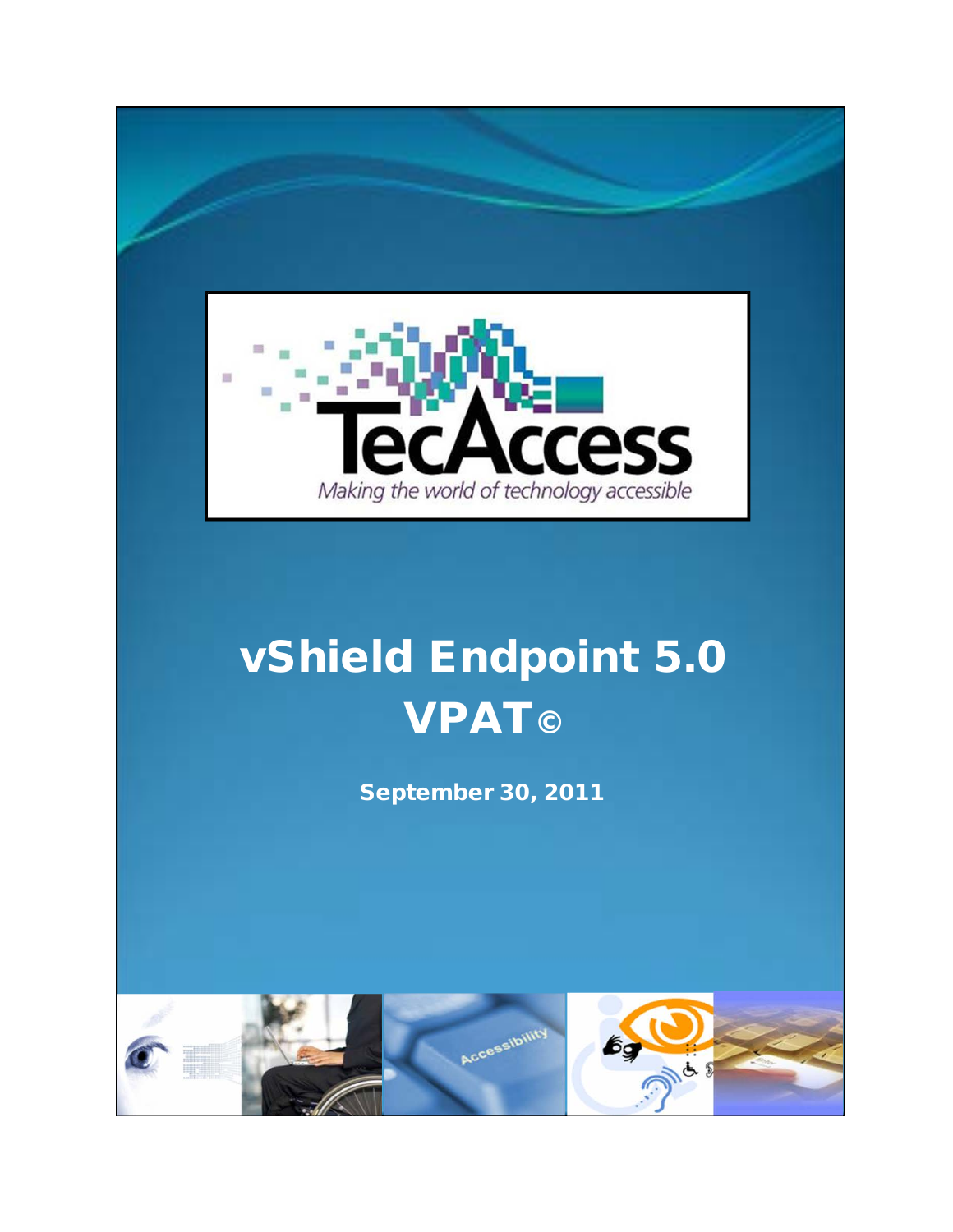TecAccess

*Making the world of technology accessible*

# vShield Endpoint 5.0 VPAT©

**September 30, 2011**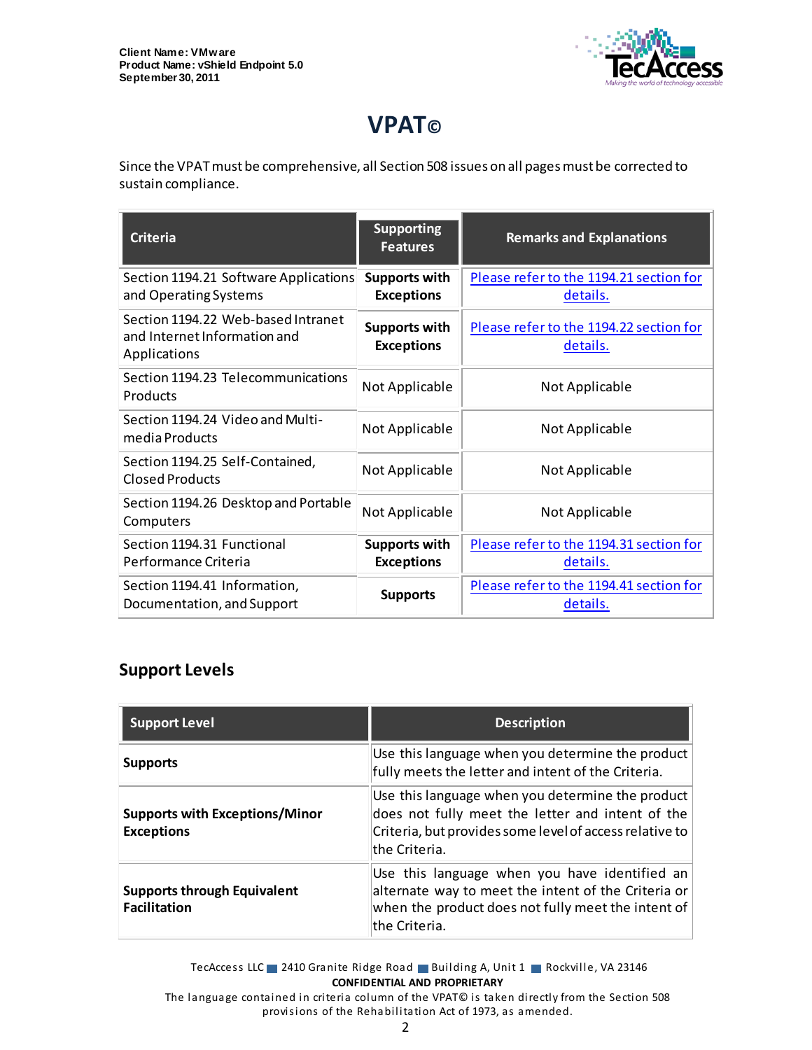# VPAT©

Since the VPAT must be comprehensive, all Section 508 issues on all pages must be corrected to sustain compliance.

| Criteria | Supporting Features | Remarks and Explanations |
|---|---|---|
| Section 1194.21 Software Applications and Operating Systems | **Supports with Exceptions** | Please refer to the 1194.21 section for details. |
| Section 1194.22 Web-based Intranet and Internet Information and Applications | **Supports with Exceptions** | Please refer to the 1194.22 section for details. |
| Section 1194.23 Telecommunications Products | Not Applicable | Not Applicable |
| Section 1194.24 Video and Multi-media Products | Not Applicable | Not Applicable |
| Section 1194.25 Self-Contained, Closed Products | Not Applicable | Not Applicable |
| Section 1194.26 Desktop and Portable Computers | Not Applicable | Not Applicable |
| Section 1194.31 Functional Performance Criteria | **Supports with Exceptions** | Please refer to the 1194.31 section for details. |
| Section 1194.41 Information, Documentation, and Support | **Supports** | Please refer to the 1194.41 section for details. |

## Support Levels

| Support Level | Description |
|---|---|
| **Supports** | Use this language when you determine the product fully meets the letter and intent of the Criteria. |
| **Supports with Exceptions/Minor Exceptions** | Use this language when you determine the product does not fully meet the letter and intent of the Criteria, but provides some level of access relative to the Criteria. |
| **Supports through Equivalent Facilitation** | Use this language when you have identified an alternate way to meet the intent of the Criteria or when the product does not fully meet the intent of the Criteria. |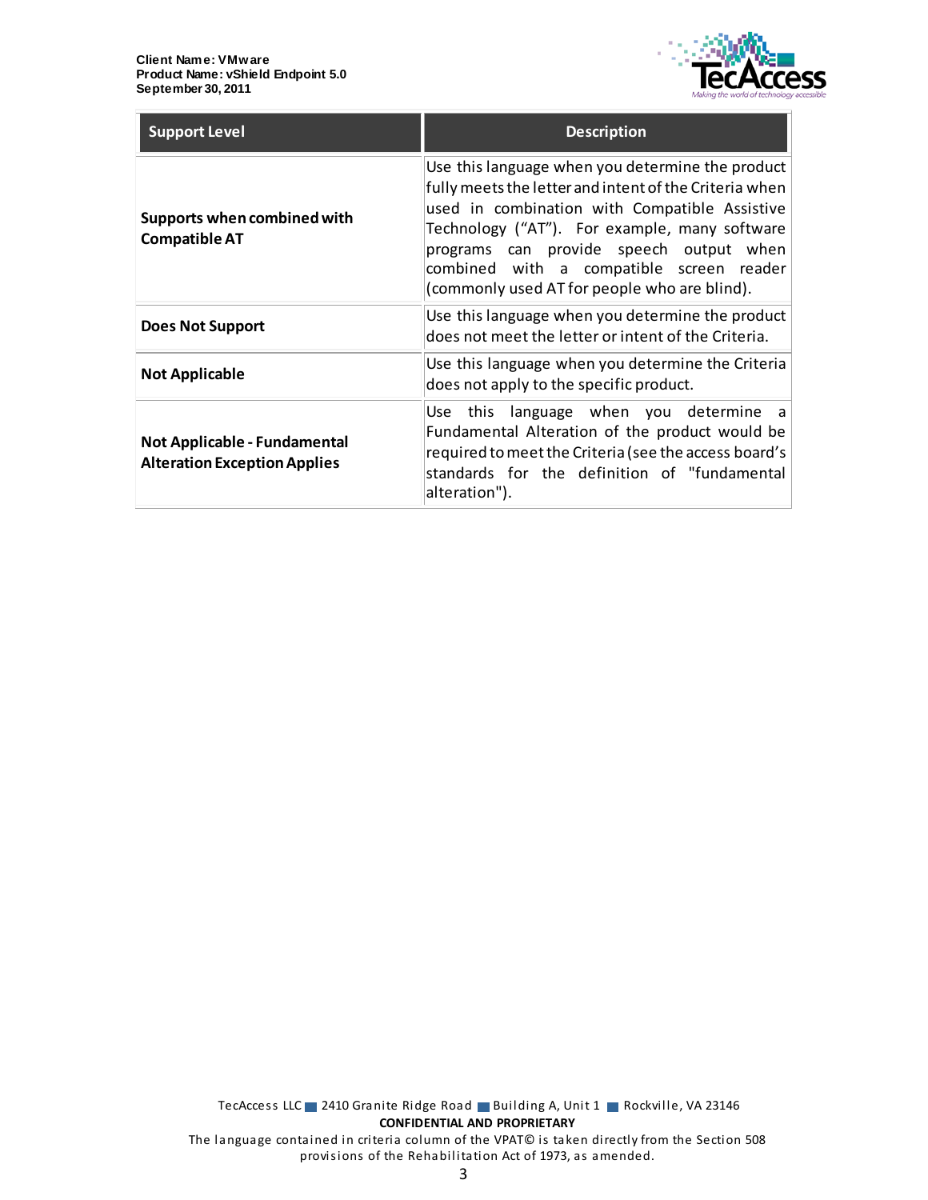| Support Level | Description |
|---|---|
| **Supports when combined with Compatible AT** | Use this language when you determine the product fully meets the letter and intent of the Criteria when used in combination with Compatible Assistive Technology ("AT"). For example, many software programs can provide speech output when combined with a compatible screen reader (commonly used AT for people who are blind). |
| **Does Not Support** | Use this language when you determine the product does not meet the letter or intent of the Criteria. |
| **Not Applicable** | Use this language when you determine the Criteria does not apply to the specific product. |
| **Not Applicable - Fundamental Alteration Exception Applies** | Use this language when you determine a Fundamental Alteration of the product would be required to meet the Criteria (see the access board's standards for the definition of "fundamental alteration"). |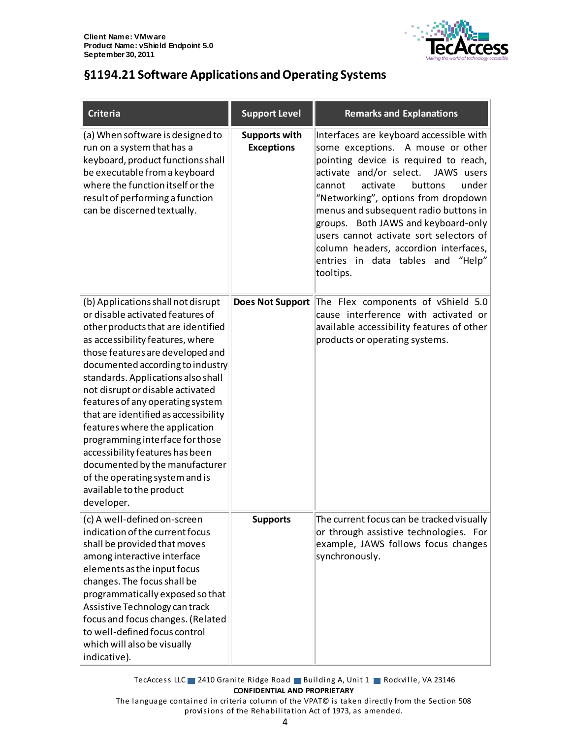## §1194.21 Software Applications and Operating Systems

| Criteria | Support Level | Remarks and Explanations |
|---|---|---|
| (a) When software is designed to run on a system that has a keyboard, product functions shall be executable from a keyboard where the function itself or the result of performing a function can be discerned textually. | **Supports with Exceptions** | Interfaces are keyboard accessible with some exceptions. A mouse or other pointing device is required to reach, activate and/or select. JAWS users cannot activate buttons under "Networking", options from dropdown menus and subsequent radio buttons in groups. Both JAWS and keyboard-only users cannot activate sort selectors of column headers, accordion interfaces, entries in data tables and "Help" tooltips. |
| (b) Applications shall not disrupt or disable activated features of other products that are identified as accessibility features, where those features are developed and documented according to industry standards. Applications also shall not disrupt or disable activated features of any operating system that are identified as accessibility features where the application programming interface for those accessibility features has been documented by the manufacturer of the operating system and is available to the product developer. | **Does Not Support** | The Flex components of vShield 5.0 cause interference with activated or available accessibility features of other products or operating systems. |
| (c) A well-defined on-screen indication of the current focus shall be provided that moves among interactive interface elements as the input focus changes. The focus shall be programmatically exposed so that Assistive Technology can track focus and focus changes. (Related to well-defined focus control which will also be visually indicative). | **Supports** | The current focus can be tracked visually or through assistive technologies. For example, JAWS follows focus changes synchronously. |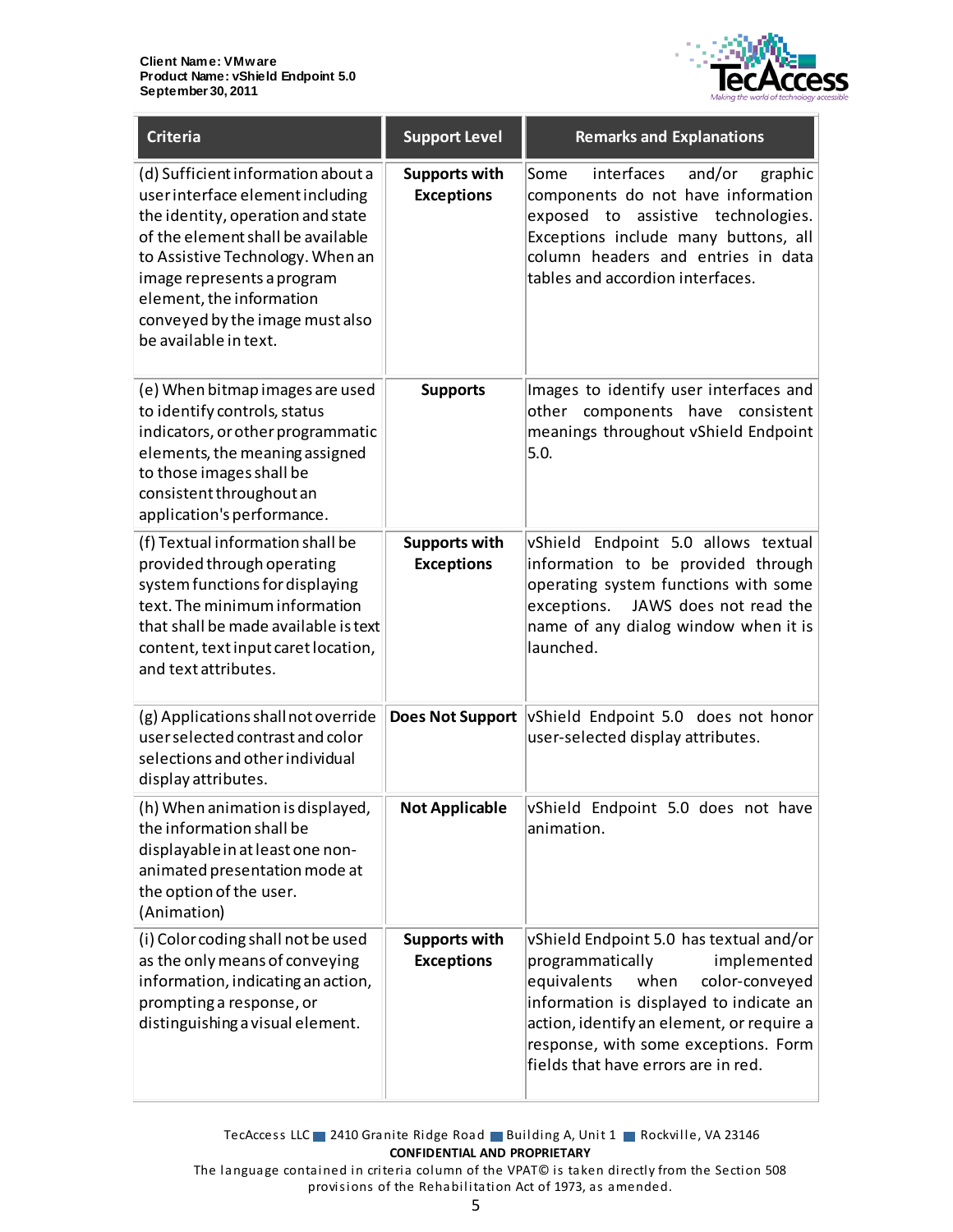| Criteria | Support Level | Remarks and Explanations |
|---|---|---|
| (d) Sufficient information about a user interface element including the identity, operation and state of the element shall be available to Assistive Technology. When an image represents a program element, the information conveyed by the image must also be available in text. | **Supports with Exceptions** | Some interfaces and/or graphic components do not have information exposed to assistive technologies. Exceptions include many buttons, all column headers and entries in data tables and accordion interfaces. |
| (e) When bitmap images are used to identify controls, status indicators, or other programmatic elements, the meaning assigned to those images shall be consistent throughout an application's performance. | **Supports** | Images to identify user interfaces and other components have consistent meanings throughout vShield Endpoint 5.0. |
| (f) Textual information shall be provided through operating system functions for displaying text. The minimum information that shall be made available is text content, text input caret location, and text attributes. | **Supports with Exceptions** | vShield Endpoint 5.0 allows textual information to be provided through operating system functions with some exceptions. JAWS does not read the name of any dialog window when it is launched. |
| (g) Applications shall not override user selected contrast and color selections and other individual display attributes. | **Does Not Support** | vShield Endpoint 5.0 does not honor user-selected display attributes. |
| (h) When animation is displayed, the information shall be displayable in at least one non-animated presentation mode at the option of the user. (Animation) | **Not Applicable** | vShield Endpoint 5.0 does not have animation. |
| (i) Color coding shall not be used as the only means of conveying information, indicating an action, prompting a response, or distinguishing a visual element. | **Supports with Exceptions** | vShield Endpoint 5.0 has textual and/or programmatically implemented equivalents when color-conveyed information is displayed to indicate an action, identify an element, or require a response, with some exceptions. Form fields that have errors are in red. |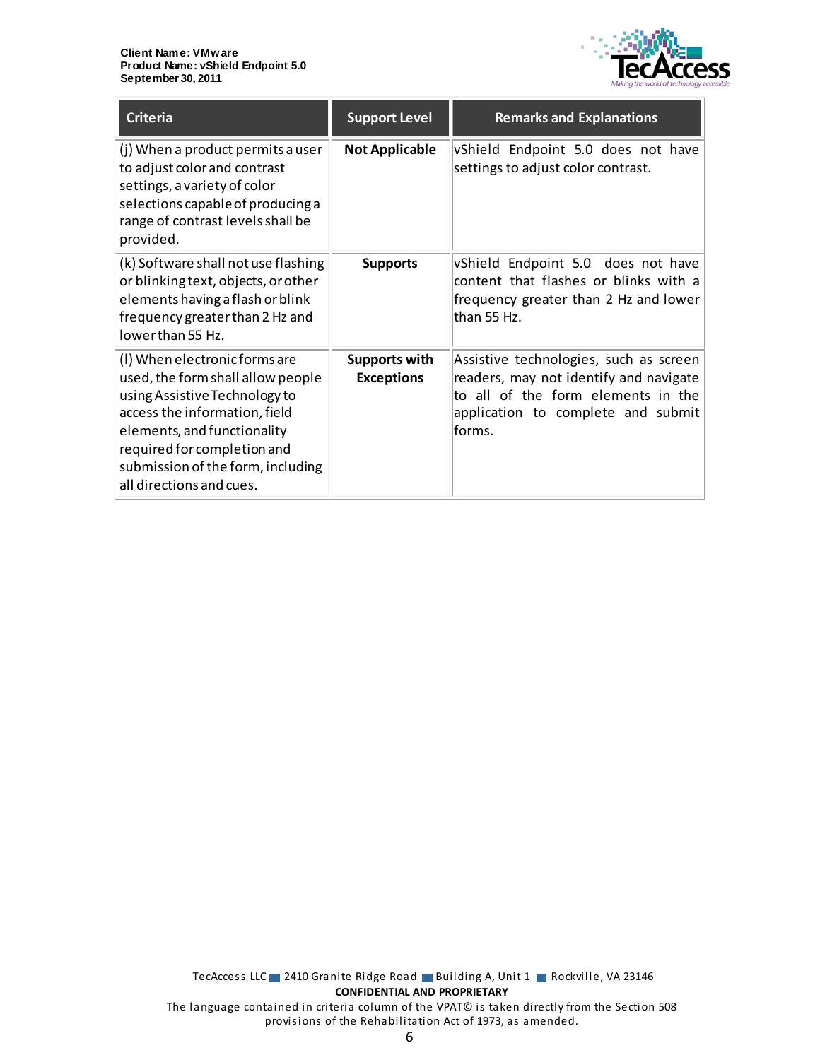| Criteria | Support Level | Remarks and Explanations |
| --- | --- | --- |
| (j) When a product permits a user to adjust color and contrast settings, a variety of color selections capable of producing a range of contrast levels shall be provided. | **Not Applicable** | vShield Endpoint 5.0 does not have settings to adjust color contrast. |
| (k) Software shall not use flashing or blinking text, objects, or other elements having a flash or blink frequency greater than 2 Hz and lower than 55 Hz. | **Supports** | vShield Endpoint 5.0 does not have content that flashes or blinks with a frequency greater than 2 Hz and lower than 55 Hz. |
| (l) When electronic forms are used, the form shall allow people using Assistive Technology to access the information, field elements, and functionality required for completion and submission of the form, including all directions and cues. | **Supports with Exceptions** | Assistive technologies, such as screen readers, may not identify and navigate to all of the form elements in the application to complete and submit forms. |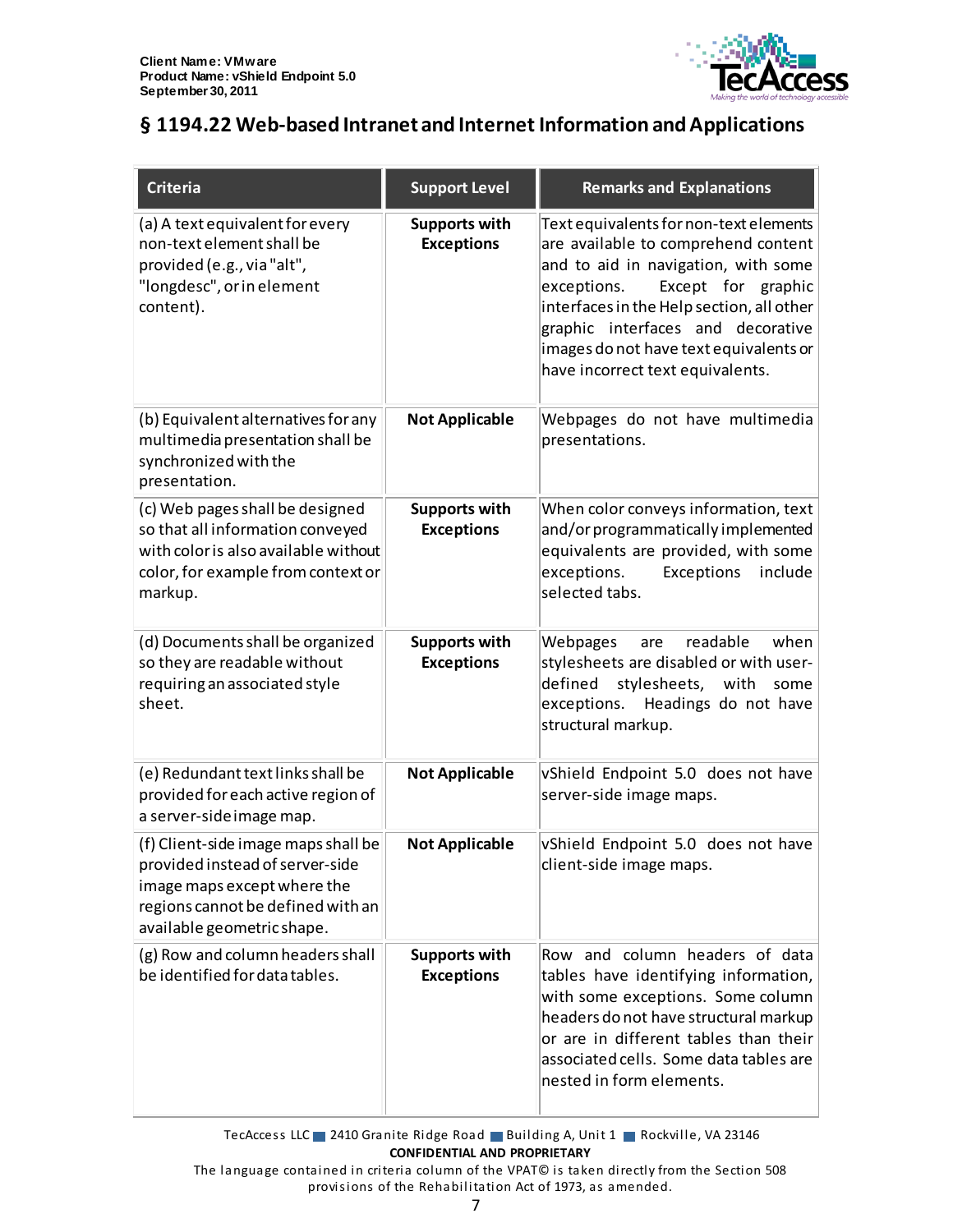## § 1194.22 Web-based Intranet and Internet Information and Applications

| Criteria | Support Level | Remarks and Explanations |
| --- | --- | --- |
| (a) A text equivalent for every non-text element shall be provided (e.g., via "alt", "longdesc", or in element content). | **Supports with Exceptions** | Text equivalents for non-text elements are available to comprehend content and to aid in navigation, with some exceptions. Except for graphic interfaces in the Help section, all other graphic interfaces and decorative images do not have text equivalents or have incorrect text equivalents. |
| (b) Equivalent alternatives for any multimedia presentation shall be synchronized with the presentation. | **Not Applicable** | Webpages do not have multimedia presentations. |
| (c) Web pages shall be designed so that all information conveyed with color is also available without color, for example from context or markup. | **Supports with Exceptions** | When color conveys information, text and/or programmatically implemented equivalents are provided, with some exceptions. Exceptions include selected tabs. |
| (d) Documents shall be organized so they are readable without requiring an associated style sheet. | **Supports with Exceptions** | Webpages are readable when stylesheets are disabled or with user-defined stylesheets, with some exceptions. Headings do not have structural markup. |
| (e) Redundant text links shall be provided for each active region of a server-side image map. | **Not Applicable** | vShield Endpoint 5.0 does not have server-side image maps. |
| (f) Client-side image maps shall be provided instead of server-side image maps except where the regions cannot be defined with an available geometric shape. | **Not Applicable** | vShield Endpoint 5.0 does not have client-side image maps. |
| (g) Row and column headers shall be identified for data tables. | **Supports with Exceptions** | Row and column headers of data tables have identifying information, with some exceptions. Some column headers do not have structural markup or are in different tables than their associated cells. Some data tables are nested in form elements. |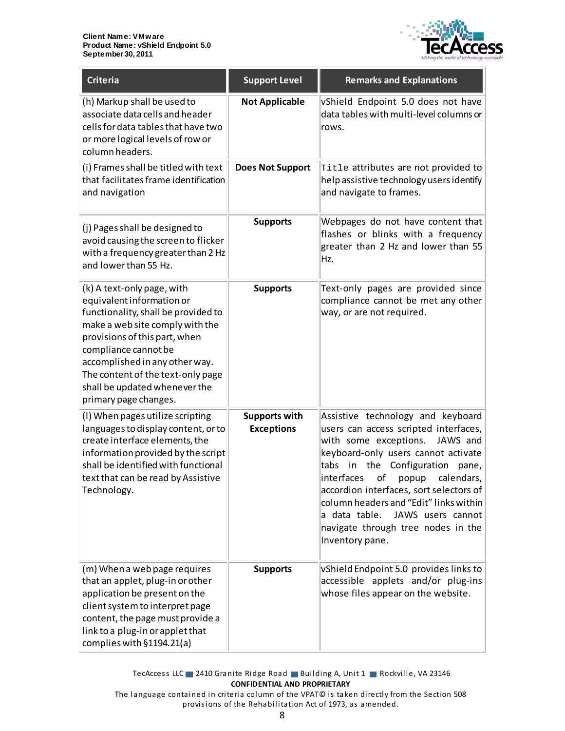| Criteria | Support Level | Remarks and Explanations |
|---|---|---|
| (h) Markup shall be used to associate data cells and header cells for data tables that have two or more logical levels of row or column headers. | **Not Applicable** | vShield Endpoint 5.0 does not have data tables with multi-level columns or rows. |
| (i) Frames shall be titled with text that facilitates frame identification and navigation | **Does Not Support** | `Title` attributes are not provided to help assistive technology users identify and navigate to frames. |
| (j) Pages shall be designed to avoid causing the screen to flicker with a frequency greater than 2 Hz and lower than 55 Hz. | **Supports** | Webpages do not have content that flashes or blinks with a frequency greater than 2 Hz and lower than 55 Hz. |
| (k) A text-only page, with equivalent information or functionality, shall be provided to make a web site comply with the provisions of this part, when compliance cannot be accomplished in any other way. The content of the text-only page shall be updated whenever the primary page changes. | **Supports** | Text-only pages are provided since compliance cannot be met any other way, or are not required. |
| (l) When pages utilize scripting languages to display content, or to create interface elements, the information provided by the script shall be identified with functional text that can be read by Assistive Technology. | **Supports with Exceptions** | Assistive technology and keyboard users can access scripted interfaces, with some exceptions. JAWS and keyboard-only users cannot activate tabs in the Configuration pane, interfaces of popup calendars, accordion interfaces, sort selectors of column headers and "Edit" links within a data table. JAWS users cannot navigate through tree nodes in the Inventory pane. |
| (m) When a web page requires that an applet, plug-in or other application be present on the client system to interpret page content, the page must provide a link to a plug-in or applet that complies with §1194.21(a) | **Supports** | vShield Endpoint 5.0 provides links to accessible applets and/or plug-ins whose files appear on the website. |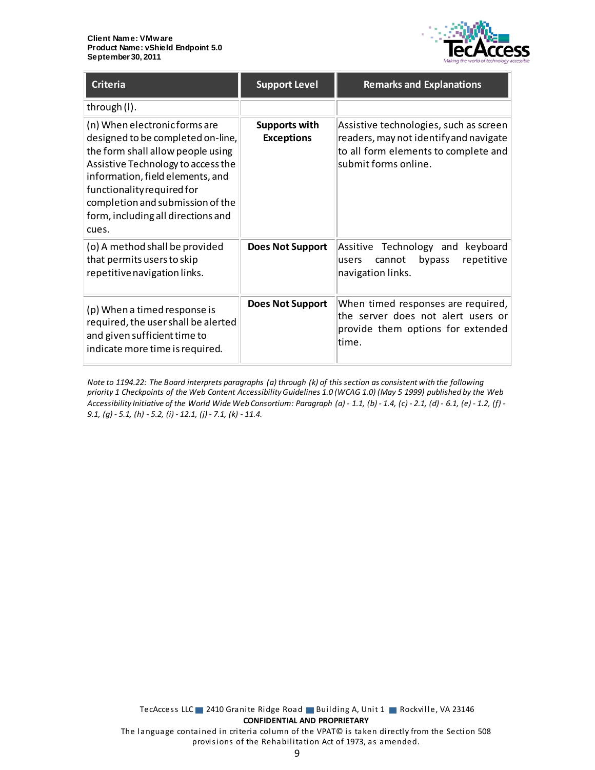| Criteria | Support Level | Remarks and Explanations |
|---|---|---|
| through (l). | | |
| (n) When electronic forms are designed to be completed on-line, the form shall allow people using Assistive Technology to access the information, field elements, and functionality required for completion and submission of the form, including all directions and cues. | **Supports with Exceptions** | Assistive technologies, such as screen readers, may not identify and navigate to all form elements to complete and submit forms online. |
| (o) A method shall be provided that permits users to skip repetitive navigation links. | **Does Not Support** | Assitive Technology and keyboard users cannot bypass repetitive navigation links. |
| (p) When a timed response is required, the user shall be alerted and given sufficient time to indicate more time is required. | **Does Not Support** | When timed responses are required, the server does not alert users or provide them options for extended time. |

*Note to 1194.22: The Board interprets paragraphs (a) through (k) of this section as consistent with the following priority 1 Checkpoints of the Web Content Accessibility Guidelines 1.0 (WCAG 1.0) (May 5 1999) published by the Web Accessibility Initiative of the World Wide Web Consortium: Paragraph (a) - 1.1, (b) - 1.4, (c) - 2.1, (d) - 6.1, (e) - 1.2, (f) - 9.1, (g) - 5.1, (h) - 5.2, (i) - 12.1, (j) - 7.1, (k) - 11.4.*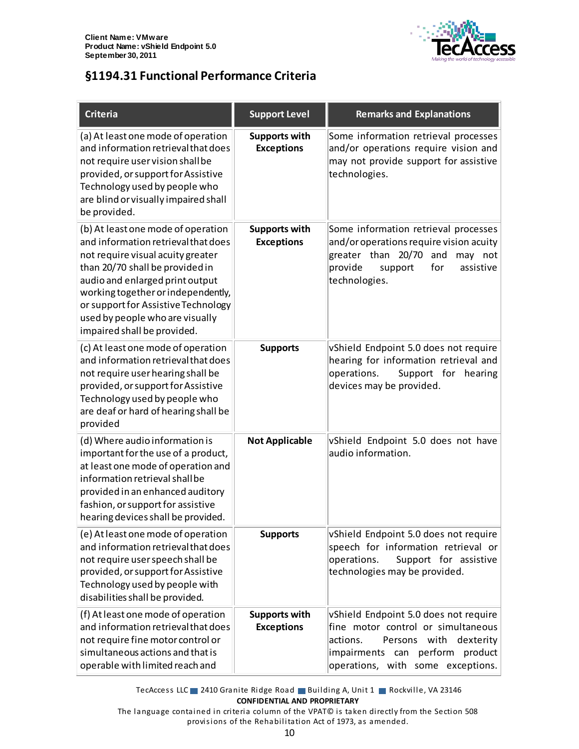## §1194.31 Functional Performance Criteria

| Criteria | Support Level | Remarks and Explanations |
|---|---|---|
| (a) At least one mode of operation and information retrieval that does not require user vision shall be provided, or support for Assistive Technology used by people who are blind or visually impaired shall be provided. | **Supports with Exceptions** | Some information retrieval processes and/or operations require vision and may not provide support for assistive technologies. |
| (b) At least one mode of operation and information retrieval that does not require visual acuity greater than 20/70 shall be provided in audio and enlarged print output working together or independently, or support for Assistive Technology used by people who are visually impaired shall be provided. | **Supports with Exceptions** | Some information retrieval processes and/or operations require vision acuity greater than 20/70 and may not provide support for assistive technologies. |
| (c) At least one mode of operation and information retrieval that does not require user hearing shall be provided, or support for Assistive Technology used by people who are deaf or hard of hearing shall be provided | **Supports** | vShield Endpoint 5.0 does not require hearing for information retrieval and operations. Support for hearing devices may be provided. |
| (d) Where audio information is important for the use of a product, at least one mode of operation and information retrieval shall be provided in an enhanced auditory fashion, or support for assistive hearing devices shall be provided. | **Not Applicable** | vShield Endpoint 5.0 does not have audio information. |
| (e) At least one mode of operation and information retrieval that does not require user speech shall be provided, or support for Assistive Technology used by people with disabilities shall be provided. | **Supports** | vShield Endpoint 5.0 does not require speech for information retrieval or operations. Support for assistive technologies may be provided. |
| (f) At least one mode of operation and information retrieval that does not require fine motor control or simultaneous actions and that is operable with limited reach and | **Supports with Exceptions** | vShield Endpoint 5.0 does not require fine motor control or simultaneous actions. Persons with dexterity impairments can perform product operations, with some exceptions. |

TecAccess LLC 2410 Granite Ridge Road Building A, Unit 1 Rockville, VA 23146

**CONFIDENTIAL AND PROPRIETARY**

The language contained in criteria column of the VPAT© is taken directly from the Section 508 provisions of the Rehabilitation Act of 1973, as amended.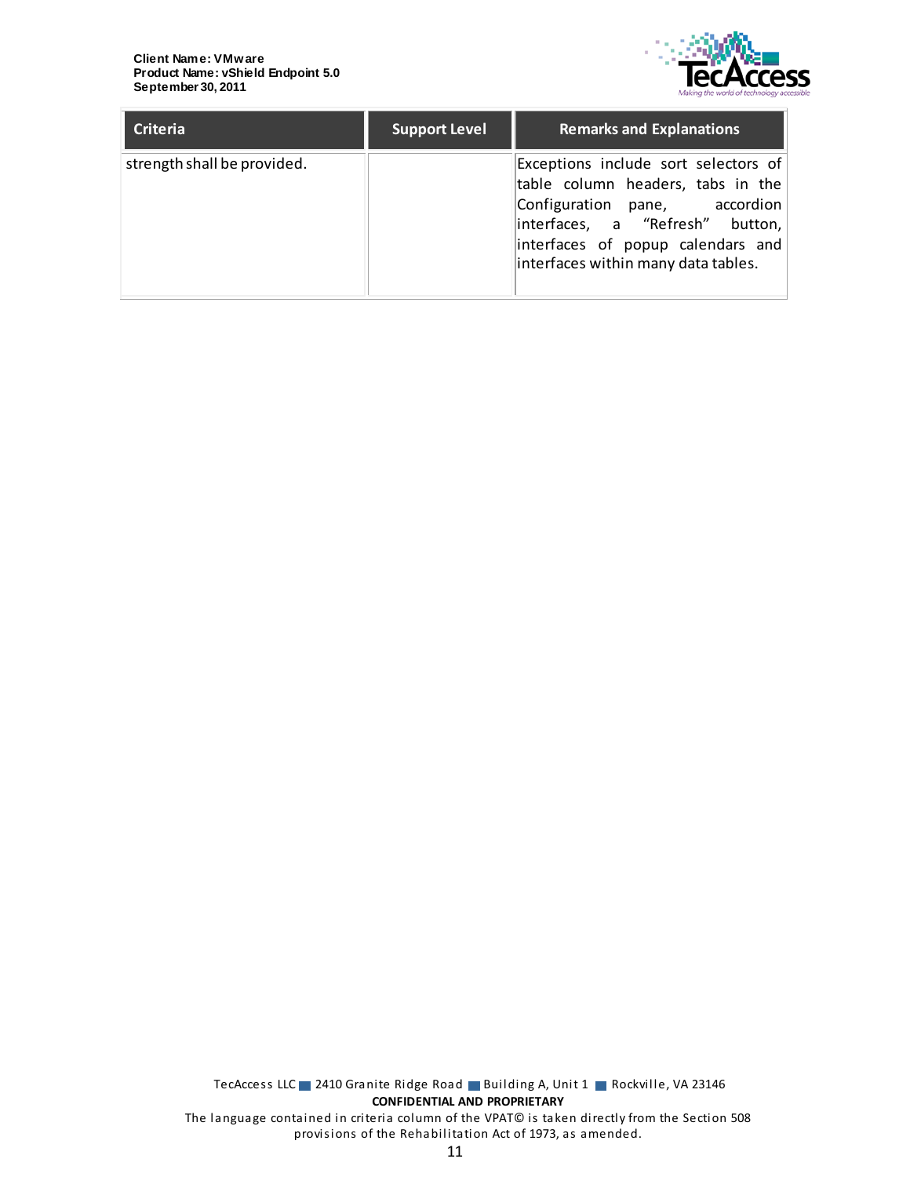| Criteria | Support Level | Remarks and Explanations |
| --- | --- | --- |
| strength shall be provided. | | Exceptions include sort selectors of table column headers, tabs in the Configuration pane, accordion interfaces, a “Refresh” button, interfaces of popup calendars and interfaces within many data tables. |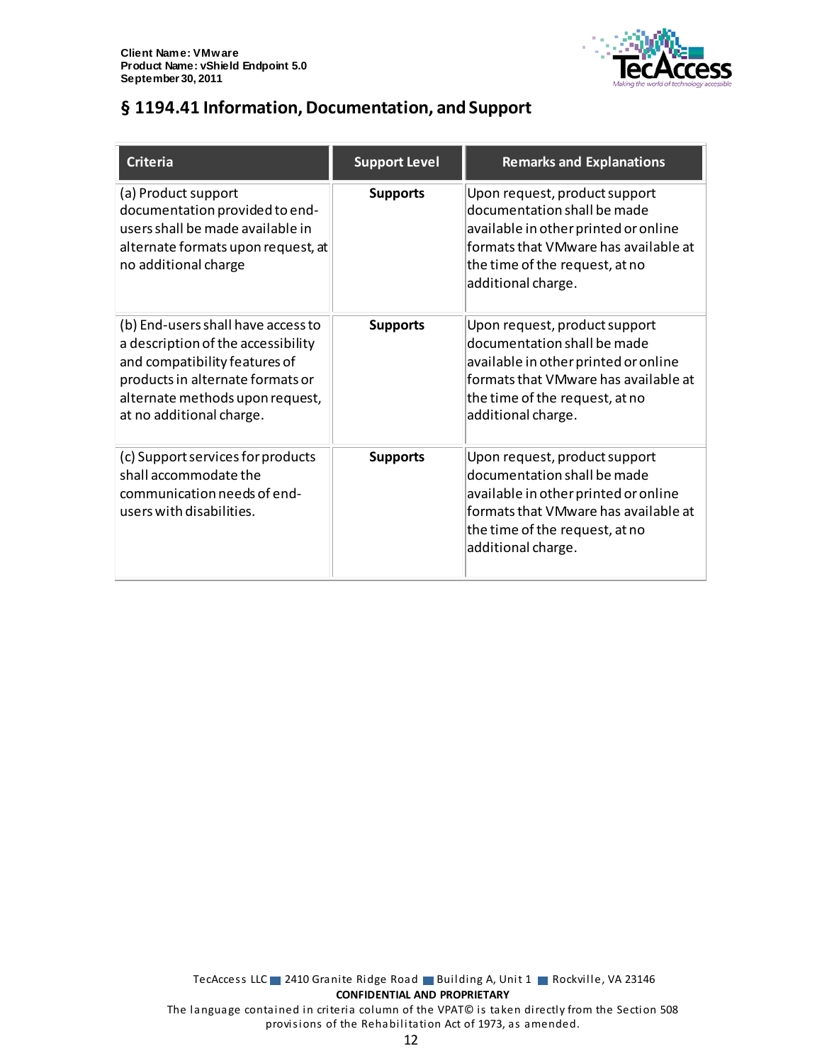## § 1194.41 Information, Documentation, and Support

| Criteria | Support Level | Remarks and Explanations |
|---|---|---|
| (a) Product support documentation provided to end-users shall be made available in alternate formats upon request, at no additional charge | **Supports** | Upon request, product support documentation shall be made available in other printed or online formats that VMware has available at the time of the request, at no additional charge. |
| (b) End-users shall have access to a description of the accessibility and compatibility features of products in alternate formats or alternate methods upon request, at no additional charge. | **Supports** | Upon request, product support documentation shall be made available in other printed or online formats that VMware has available at the time of the request, at no additional charge. |
| (c) Support services for products shall accommodate the communication needs of end-users with disabilities. | **Supports** | Upon request, product support documentation shall be made available in other printed or online formats that VMware has available at the time of the request, at no additional charge. |